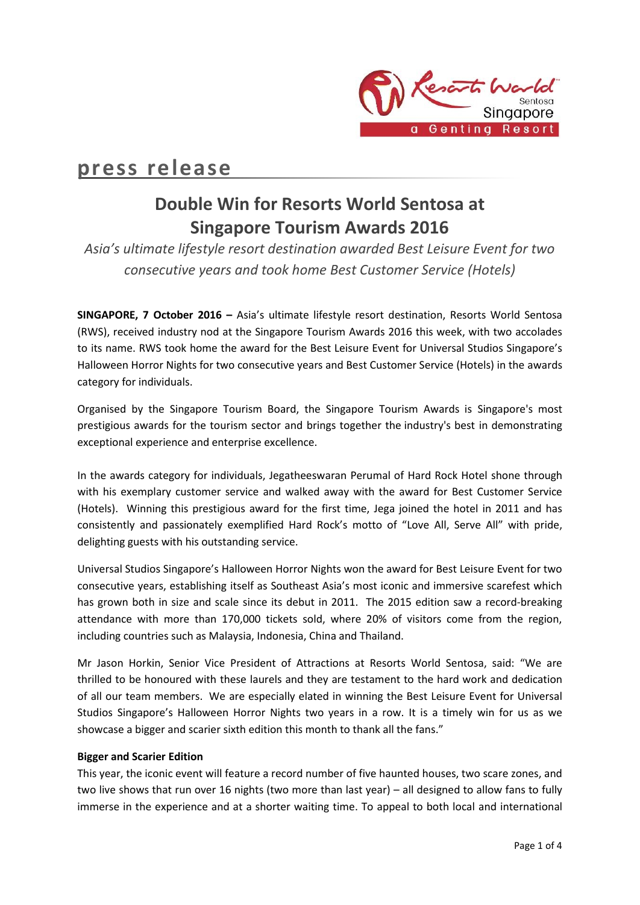**press release**

# Double Win for Resorts World Sentosa at Singapore Tourism Awards 2016

*Asia's ultimate lifestyle resort destination awarded Best Leisure Event for two consecutive years and took home Best Customer Service (Hotels)*

**SINGAPORE, 7 October 2016 –** Asia's ultimate lifestyle resort destination, Resorts World Sentosa (RWS), received industry nod at the Singapore Tourism Awards 2016 this week, with two accolades to its name. RWS took home the award for the Best Leisure Event for Universal Studios Singapore's Halloween Horror Nights for two consecutive years and Best Customer Service (Hotels) in the awards category for individuals.

Organised by the Singapore Tourism Board, the Singapore Tourism Awards is Singapore's most prestigious awards for the tourism sector and brings together the industry's best in demonstrating exceptional experience and enterprise excellence.

In the awards category for individuals, Jegatheeswaran Perumal of Hard Rock Hotel shone through with his exemplary customer service and walked away with the award for Best Customer Service (Hotels). Winning this prestigious award for the first time, Jega joined the hotel in 2011 and has consistently and passionately exemplified Hard Rock's motto of "Love All, Serve All" with pride, delighting guests with his outstanding service.

Universal Studios Singapore's Halloween Horror Nights won the award for Best Leisure Event for two consecutive years, establishing itself as Southeast Asia's most iconic and immersive scarefest which has grown both in size and scale since its debut in 2011. The 2015 edition saw a record-breaking attendance with more than 170,000 tickets sold, where 20% of visitors come from the region, including countries such as Malaysia, Indonesia, China and Thailand.

Mr Jason Horkin, Senior Vice President of Attractions at Resorts World Sentosa, said: "We are thrilled to be honoured with these laurels and they are testament to the hard work and dedication of all our team members. We are especially elated in winning the Best Leisure Event for Universal Studios Singapore's Halloween Horror Nights two years in a row. It is a timely win for us as we showcase a bigger and scarier sixth edition this month to thank all the fans."

**Bigger and Scarier Edition**

This year, the iconic event will feature a record number of five haunted houses, two scare zones, and two live shows that run over 16 nights (two more than last year) – all designed to allow fans to fully immerse in the experience and at a shorter waiting time. To appeal to both local and international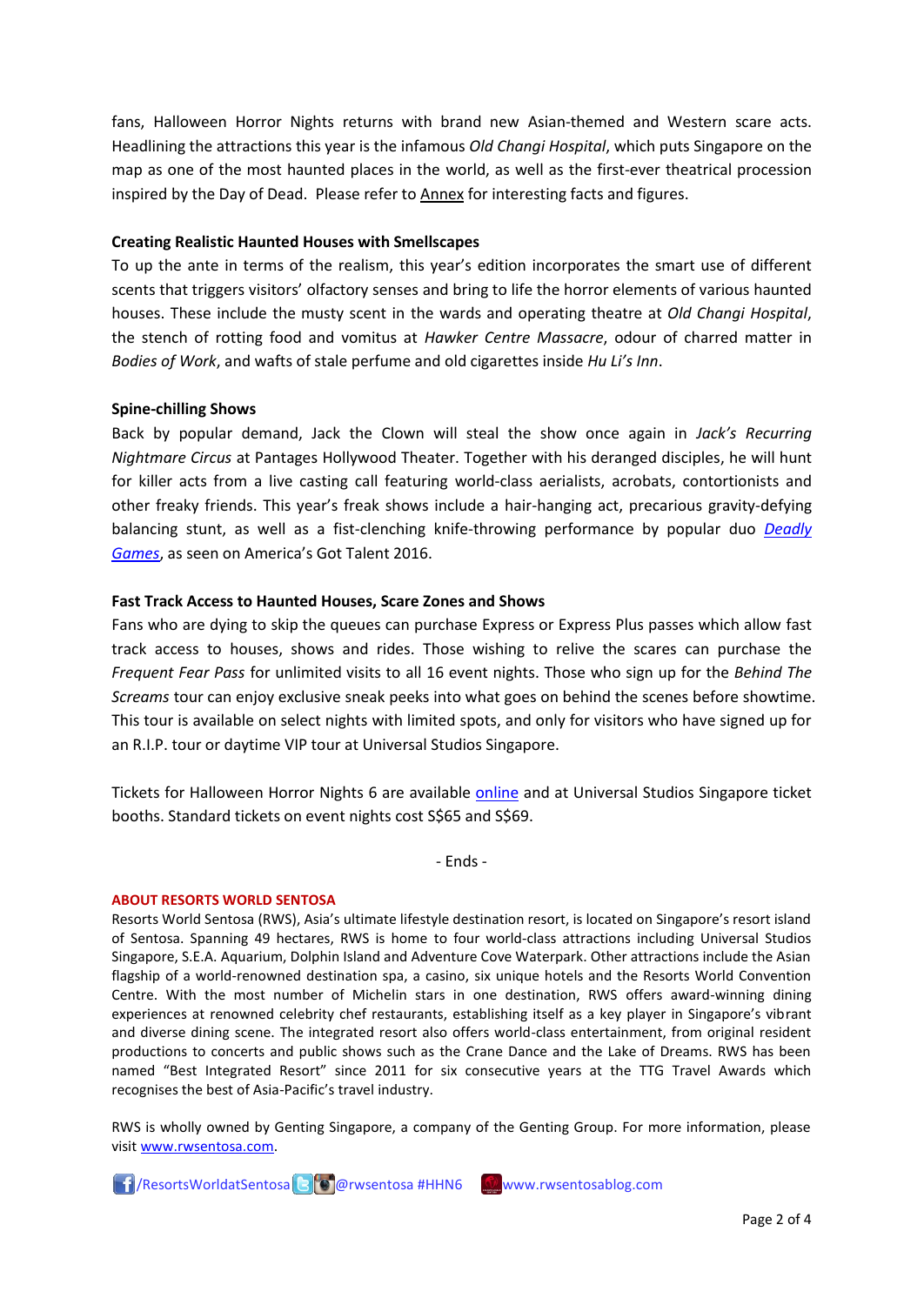fans, Halloween Horror Nights returns with brand new Asian-themed and Western scare acts. Headlining the attractions this year is the infamous *Old Changi Hospital*, which puts Singapore on the map as one of the most haunted places in the world, as well as the first-ever theatrical procession inspired by the Day of Dead. Please refer to Annex for interesting facts and figures.

**Creating Realistic Haunted Houses with Smellscapes**

To up the ante in terms of the realism, this year's edition incorporates the smart use of different scents that triggers visitors' olfactory senses and bring to life the horror elements of various haunted houses. These include the musty scent in the wards and operating theatre at *Old Changi Hospital*, the stench of rotting food and vomitus at *Hawker Centre Massacre*, odour of charred matter in *Bodies of Work*, and wafts of stale perfume and old cigarettes inside *Hu Li's Inn*.

**Spine-chilling Shows**

Back by popular demand, Jack the Clown will steal the show once again in *Jack's Recurring Nightmare Circus* at Pantages Hollywood Theater. Together with his deranged disciples, he will hunt for killer acts from a live casting call featuring world-class aerialists, acrobats, contortionists and other freaky friends. This year's freak shows include a hair-hanging act, precarious gravity-defying balancing stunt, as well as a fist-clenching knife-throwing performance by popular duo *Deadly Games*, as seen on America's Got Talent 2016.

**Fast Track Access to Haunted Houses, Scare Zones and Shows**

Fans who are dying to skip the queues can purchase Express or Express Plus passes which allow fast track access to houses, shows and rides. Those wishing to relive the scares can purchase the *Frequent Fear Pass* for unlimited visits to all 16 event nights. Those who sign up for the *Behind The Screams* tour can enjoy exclusive sneak peeks into what goes on behind the scenes before showtime. This tour is available on select nights with limited spots, and only for visitors who have signed up for an R.I.P. tour or daytime VIP tour at Universal Studios Singapore.

Tickets for Halloween Horror Nights 6 are available online and at Universal Studios Singapore ticket booths. Standard tickets on event nights cost S$65 and S$69.

- Ends -

**ABOUT RESORTS WORLD SENTOSA**

Resorts World Sentosa (RWS), Asia's ultimate lifestyle destination resort, is located on Singapore's resort island of Sentosa. Spanning 49 hectares, RWS is home to four world-class attractions including Universal Studios Singapore, S.E.A. Aquarium, Dolphin Island and Adventure Cove Waterpark. Other attractions include the Asian flagship of a world-renowned destination spa, a casino, six unique hotels and the Resorts World Convention Centre. With the most number of Michelin stars in one destination, RWS offers award-winning dining experiences at renowned celebrity chef restaurants, establishing itself as a key player in Singapore's vibrant and diverse dining scene. The integrated resort also offers world-class entertainment, from original resident productions to concerts and public shows such as the Crane Dance and the Lake of Dreams. RWS has been named "Best Integrated Resort" since 2011 for six consecutive years at the TTG Travel Awards which recognises the best of Asia-Pacific's travel industry.

RWS is wholly owned by Genting Singapore, a company of the Genting Group. For more information, please visit www.rwsentosa.com.

/ResortsWorldatSentosa @rwsentosa #HHN6 www.rwsentosablog.com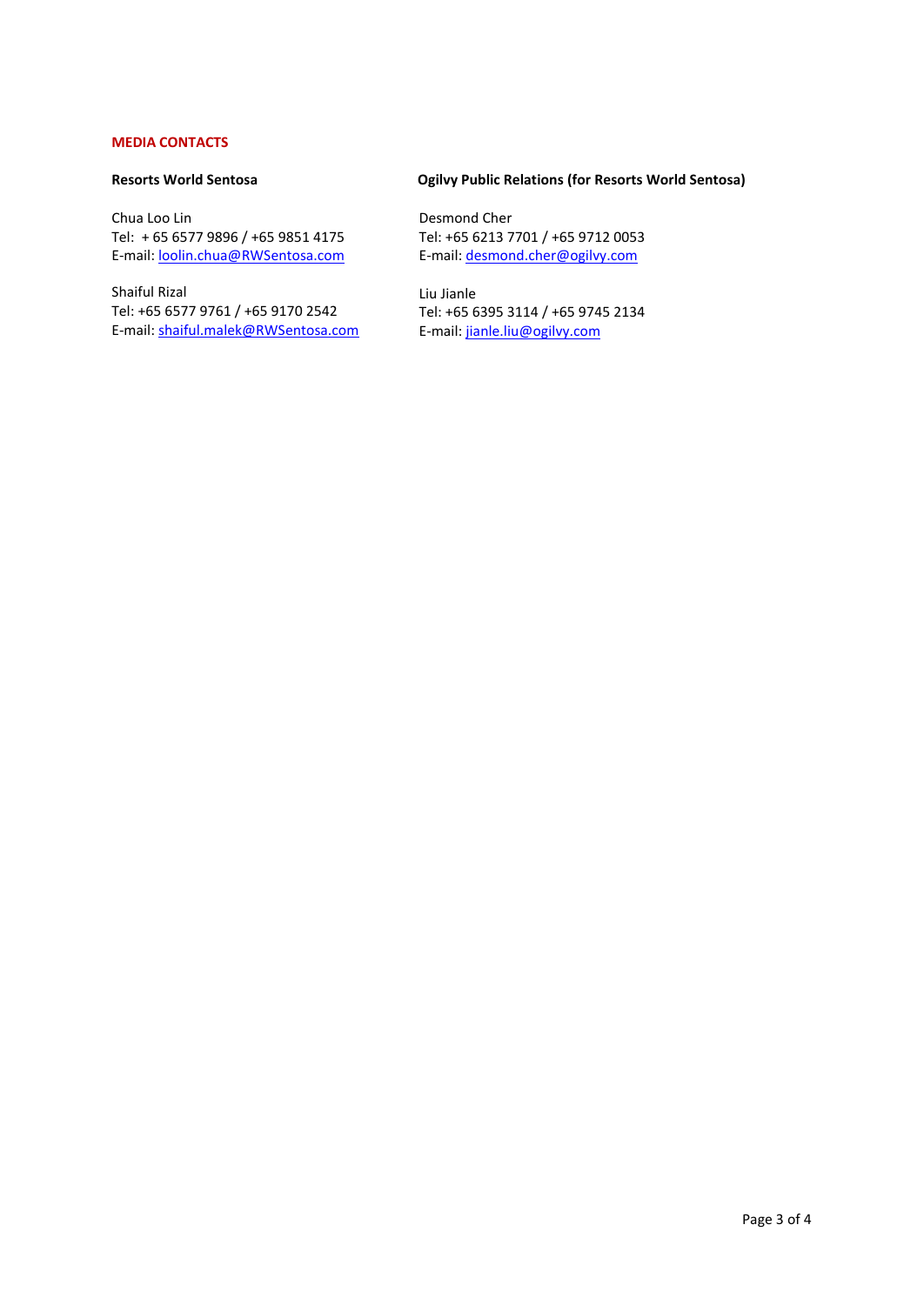## MEDIA CONTACTS

**Resorts World Sentosa**

Chua Loo Lin
Tel: + 65 6577 9896 / +65 9851 4175
E-mail: loolin.chua@RWSentosa.com

Shaiful Rizal
Tel: +65 6577 9761 / +65 9170 2542
E-mail: shaiful.malek@RWSentosa.com

**Ogilvy Public Relations (for Resorts World Sentosa)**

Desmond Cher
Tel: +65 6213 7701 / +65 9712 0053
E-mail: desmond.cher@ogilvy.com

Liu Jianle
Tel: +65 6395 3114 / +65 9745 2134
E-mail: jianle.liu@ogilvy.com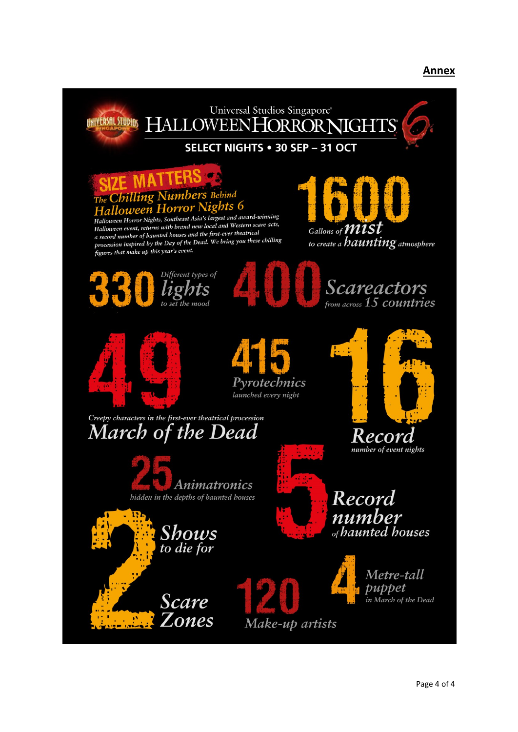**Annex**

Universal Studios Singapore®

# HALLOWEEN HORROR NIGHTS 6

**SELECT NIGHTS • 30 SEP – 31 OCT**

## SIZE MATTERS

### The Chilling Numbers Behind Halloween Horror Nights 6

Halloween Horror Nights, Southeast Asia's largest and award-winning Halloween event, returns with brand new local and Western scare acts, a record number of haunted houses and the first-ever theatrical procession inspired by the Day of the Dead. We bring you these chilling figures that make up this year's event.

**1600** Gallons of *mist* to create a *haunting* atmosphere

**330** Different types of *lights* to set the mood

**400** *Scareactors* from across 15 countries

**49** Creepy characters in the first-ever theatrical procession *March of the Dead*

**415** *Pyrotechnics* launched every night

**16** *Record* number of event nights

**25** *Animatronics* hidden in the depths of haunted houses

**5** *Record number* of haunted houses

**2** *Shows* to die for

**2** *Scare Zones*

**120** *Make-up artists*

**4** *Metre-tall puppet* in March of the Dead